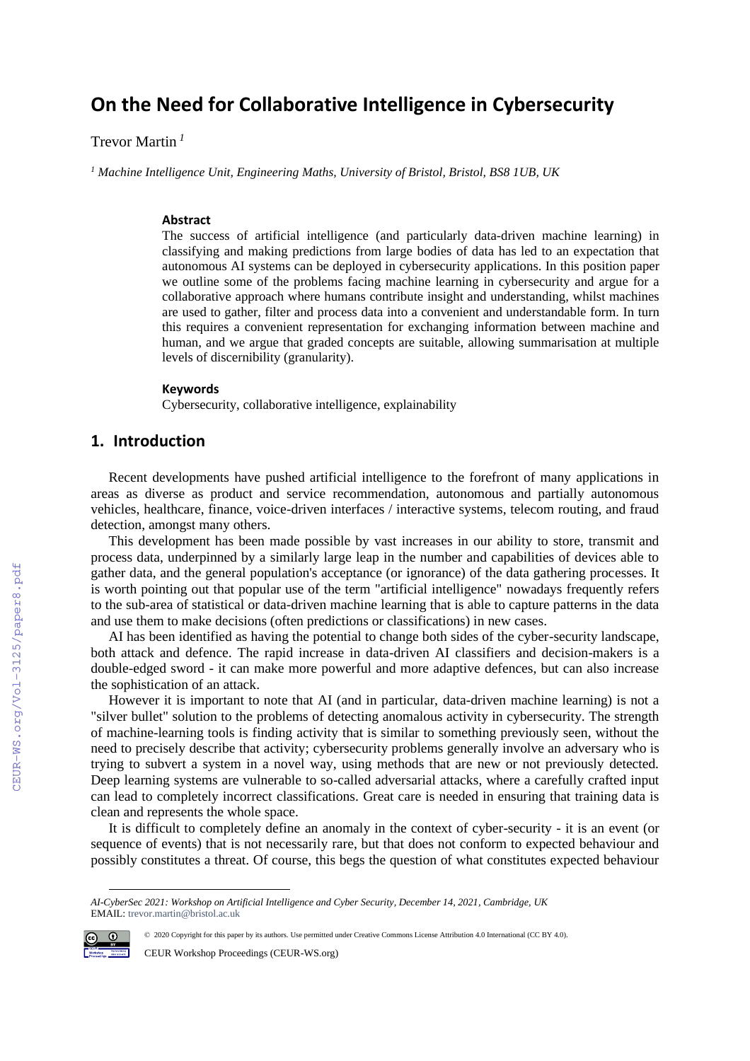# On the Need for Collaborative Intelligence in Cybersecurity

Trevor Martin [1]

[1] *Machine Intelligence Unit, Engineering Maths, University of Bristol, Bristol, BS8 1UB, UK*

### Abstract

The success of artificial intelligence (and particularly data-driven machine learning) in classifying and making predictions from large bodies of data has led to an expectation that autonomous AI systems can be deployed in cybersecurity applications. In this position paper we outline some of the problems facing machine learning in cybersecurity and argue for a collaborative approach where humans contribute insight and understanding, whilst machines are used to gather, filter and process data into a convenient and understandable form. In turn this requires a convenient representation for exchanging information between machine and human, and we argue that graded concepts are suitable, allowing summarisation at multiple levels of discernibility (granularity).

### Keywords

Cybersecurity, collaborative intelligence, explainability

## 1. Introduction

Recent developments have pushed artificial intelligence to the forefront of many applications in areas as diverse as product and service recommendation, autonomous and partially autonomous vehicles, healthcare, finance, voice-driven interfaces / interactive systems, telecom routing, and fraud detection, amongst many others.

This development has been made possible by vast increases in our ability to store, transmit and process data, underpinned by a similarly large leap in the number and capabilities of devices able to gather data, and the general population's acceptance (or ignorance) of the data gathering processes. It is worth pointing out that popular use of the term "artificial intelligence" nowadays frequently refers to the sub-area of statistical or data-driven machine learning that is able to capture patterns in the data and use them to make decisions (often predictions or classifications) in new cases.

AI has been identified as having the potential to change both sides of the cyber-security landscape, both attack and defence. The rapid increase in data-driven AI classifiers and decision-makers is a double-edged sword - it can make more powerful and more adaptive defences, but can also increase the sophistication of an attack.

However it is important to note that AI (and in particular, data-driven machine learning) is not a "silver bullet" solution to the problems of detecting anomalous activity in cybersecurity. The strength of machine-learning tools is finding activity that is similar to something previously seen, without the need to precisely describe that activity; cybersecurity problems generally involve an adversary who is trying to subvert a system in a novel way, using methods that are new or not previously detected. Deep learning systems are vulnerable to so-called adversarial attacks, where a carefully crafted input can lead to completely incorrect classifications. Great care is needed in ensuring that training data is clean and represents the whole space.

It is difficult to completely define an anomaly in the context of cyber-security - it is an event (or sequence of events) that is not necessarily rare, but that does not conform to expected behaviour and possibly constitutes a threat. Of course, this begs the question of what constitutes expected behaviour

---

*AI-CyberSec 2021: Workshop on Artificial Intelligence and Cyber Security, December 14, 2021, Cambridge, UK*
EMAIL: trevor.martin@bristol.ac.uk

© 2020 Copyright for this paper by its authors. Use permitted under Creative Commons License Attribution 4.0 International (CC BY 4.0).

CEUR Workshop Proceedings (CEUR-WS.org)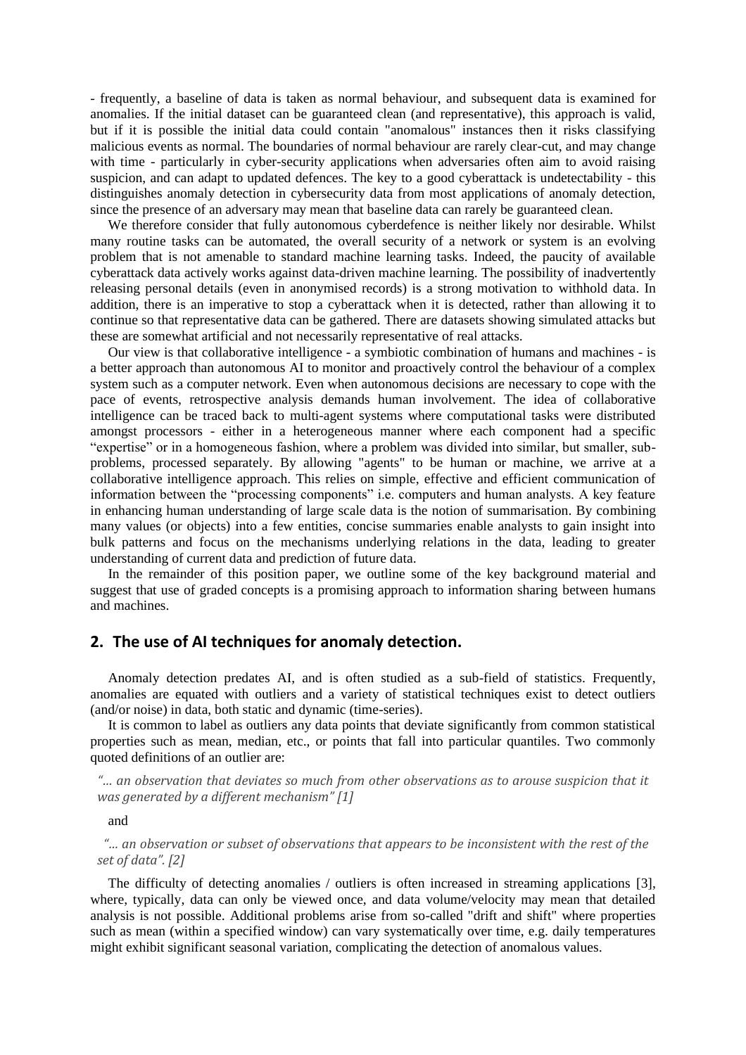- frequently, a baseline of data is taken as normal behaviour, and subsequent data is examined for anomalies. If the initial dataset can be guaranteed clean (and representative), this approach is valid, but if it is possible the initial data could contain "anomalous" instances then it risks classifying malicious events as normal. The boundaries of normal behaviour are rarely clear-cut, and may change with time - particularly in cyber-security applications when adversaries often aim to avoid raising suspicion, and can adapt to updated defences. The key to a good cyberattack is undetectability - this distinguishes anomaly detection in cybersecurity data from most applications of anomaly detection, since the presence of an adversary may mean that baseline data can rarely be guaranteed clean.

We therefore consider that fully autonomous cyberdefence is neither likely nor desirable. Whilst many routine tasks can be automated, the overall security of a network or system is an evolving problem that is not amenable to standard machine learning tasks. Indeed, the paucity of available cyberattack data actively works against data-driven machine learning. The possibility of inadvertently releasing personal details (even in anonymised records) is a strong motivation to withhold data. In addition, there is an imperative to stop a cyberattack when it is detected, rather than allowing it to continue so that representative data can be gathered. There are datasets showing simulated attacks but these are somewhat artificial and not necessarily representative of real attacks.

Our view is that collaborative intelligence - a symbiotic combination of humans and machines - is a better approach than autonomous AI to monitor and proactively control the behaviour of a complex system such as a computer network. Even when autonomous decisions are necessary to cope with the pace of events, retrospective analysis demands human involvement. The idea of collaborative intelligence can be traced back to multi-agent systems where computational tasks were distributed amongst processors - either in a heterogeneous manner where each component had a specific "expertise" or in a homogeneous fashion, where a problem was divided into similar, but smaller, sub-problems, processed separately. By allowing "agents" to be human or machine, we arrive at a collaborative intelligence approach. This relies on simple, effective and efficient communication of information between the "processing components" i.e. computers and human analysts. A key feature in enhancing human understanding of large scale data is the notion of summarisation. By combining many values (or objects) into a few entities, concise summaries enable analysts to gain insight into bulk patterns and focus on the mechanisms underlying relations in the data, leading to greater understanding of current data and prediction of future data.

In the remainder of this position paper, we outline some of the key background material and suggest that use of graded concepts is a promising approach to information sharing between humans and machines.

## 2. The use of AI techniques for anomaly detection.

Anomaly detection predates AI, and is often studied as a sub-field of statistics. Frequently, anomalies are equated with outliers and a variety of statistical techniques exist to detect outliers (and/or noise) in data, both static and dynamic (time-series).

It is common to label as outliers any data points that deviate significantly from common statistical properties such as mean, median, etc., or points that fall into particular quantiles. Two commonly quoted definitions of an outlier are:

*"... an observation that deviates so much from other observations as to arouse suspicion that it was generated by a different mechanism" [1]*

and

*"... an observation or subset of observations that appears to be inconsistent with the rest of the set of data". [2]*

The difficulty of detecting anomalies / outliers is often increased in streaming applications [3], where, typically, data can only be viewed once, and data volume/velocity may mean that detailed analysis is not possible. Additional problems arise from so-called "drift and shift" where properties such as mean (within a specified window) can vary systematically over time, e.g. daily temperatures might exhibit significant seasonal variation, complicating the detection of anomalous values.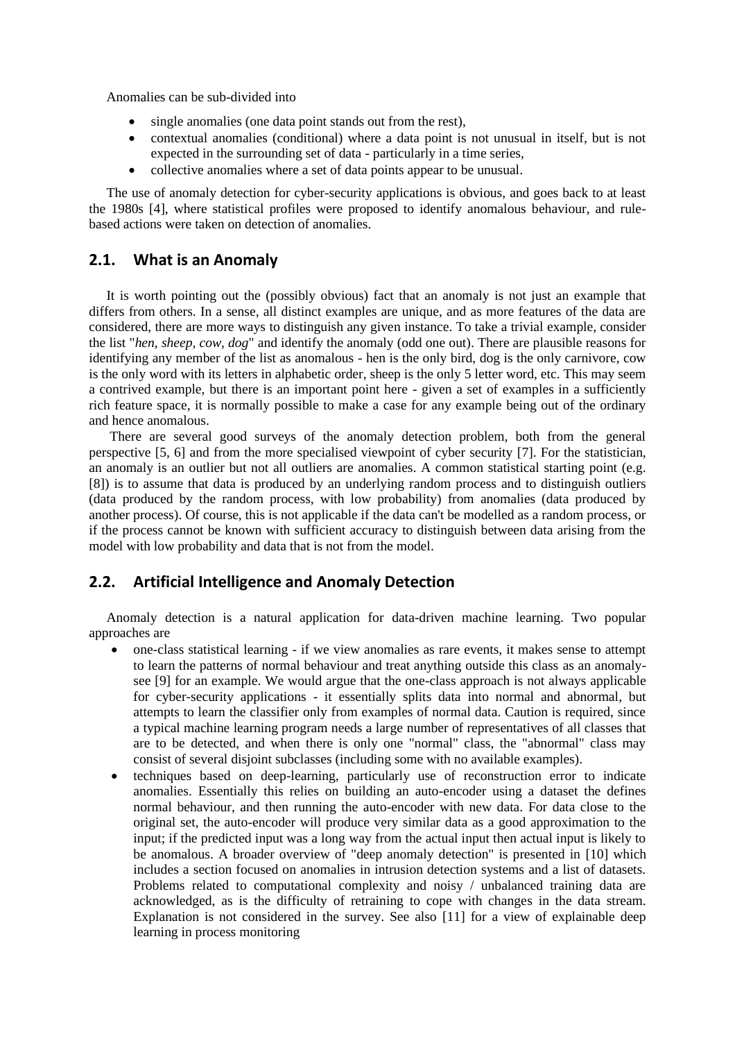Anomalies can be sub-divided into

- single anomalies (one data point stands out from the rest),
- contextual anomalies (conditional) where a data point is not unusual in itself, but is not expected in the surrounding set of data - particularly in a time series,
- collective anomalies where a set of data points appear to be unusual.

The use of anomaly detection for cyber-security applications is obvious, and goes back to at least the 1980s [4], where statistical profiles were proposed to identify anomalous behaviour, and rule-based actions were taken on detection of anomalies.

## 2.1. What is an Anomaly

It is worth pointing out the (possibly obvious) fact that an anomaly is not just an example that differs from others. In a sense, all distinct examples are unique, and as more features of the data are considered, there are more ways to distinguish any given instance. To take a trivial example, consider the list "*hen, sheep, cow, dog*" and identify the anomaly (odd one out). There are plausible reasons for identifying any member of the list as anomalous - hen is the only bird, dog is the only carnivore, cow is the only word with its letters in alphabetic order, sheep is the only 5 letter word, etc. This may seem a contrived example, but there is an important point here - given a set of examples in a sufficiently rich feature space, it is normally possible to make a case for any example being out of the ordinary and hence anomalous.

There are several good surveys of the anomaly detection problem, both from the general perspective [5, 6] and from the more specialised viewpoint of cyber security [7]. For the statistician, an anomaly is an outlier but not all outliers are anomalies. A common statistical starting point (e.g. [8]) is to assume that data is produced by an underlying random process and to distinguish outliers (data produced by the random process, with low probability) from anomalies (data produced by another process). Of course, this is not applicable if the data can't be modelled as a random process, or if the process cannot be known with sufficient accuracy to distinguish between data arising from the model with low probability and data that is not from the model.

## 2.2. Artificial Intelligence and Anomaly Detection

Anomaly detection is a natural application for data-driven machine learning. Two popular approaches are

- one-class statistical learning - if we view anomalies as rare events, it makes sense to attempt to learn the patterns of normal behaviour and treat anything outside this class as an anomaly- see [9] for an example. We would argue that the one-class approach is not always applicable for cyber-security applications - it essentially splits data into normal and abnormal, but attempts to learn the classifier only from examples of normal data. Caution is required, since a typical machine learning program needs a large number of representatives of all classes that are to be detected, and when there is only one "normal" class, the "abnormal" class may consist of several disjoint subclasses (including some with no available examples).
- techniques based on deep-learning, particularly use of reconstruction error to indicate anomalies. Essentially this relies on building an auto-encoder using a dataset the defines normal behaviour, and then running the auto-encoder with new data. For data close to the original set, the auto-encoder will produce very similar data as a good approximation to the input; if the predicted input was a long way from the actual input then actual input is likely to be anomalous. A broader overview of "deep anomaly detection" is presented in [10] which includes a section focused on anomalies in intrusion detection systems and a list of datasets. Problems related to computational complexity and noisy / unbalanced training data are acknowledged, as is the difficulty of retraining to cope with changes in the data stream. Explanation is not considered in the survey. See also [11] for a view of explainable deep learning in process monitoring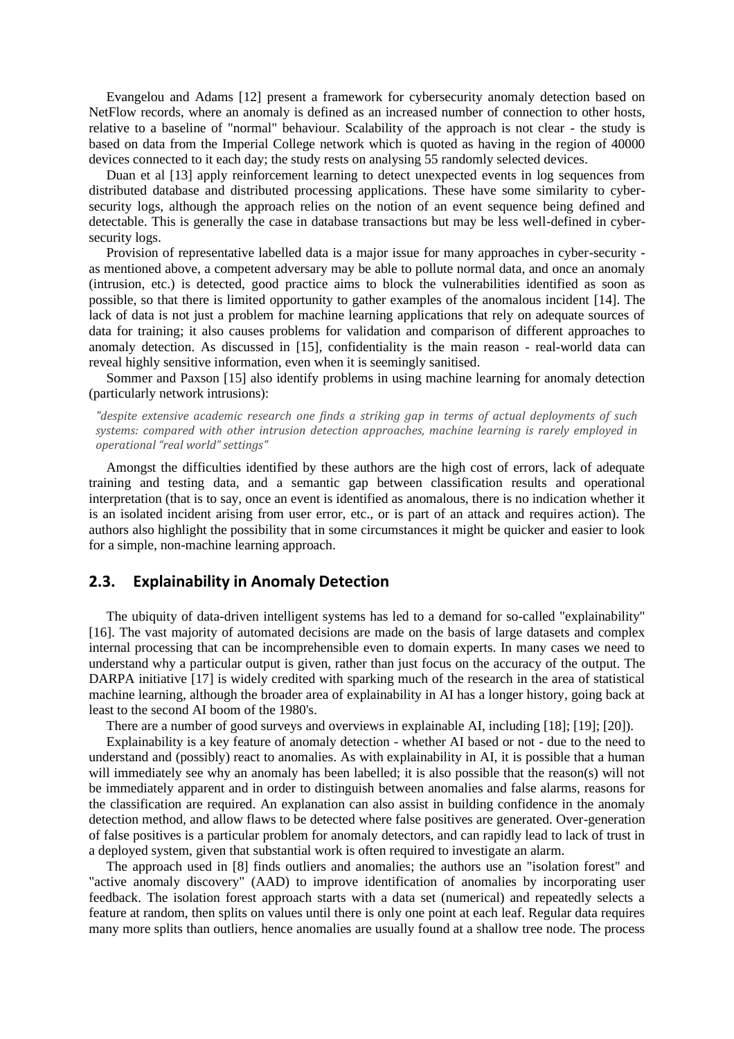Evangelou and Adams [12] present a framework for cybersecurity anomaly detection based on NetFlow records, where an anomaly is defined as an increased number of connection to other hosts, relative to a baseline of "normal" behaviour. Scalability of the approach is not clear - the study is based on data from the Imperial College network which is quoted as having in the region of 40000 devices connected to it each day; the study rests on analysing 55 randomly selected devices.

Duan et al [13] apply reinforcement learning to detect unexpected events in log sequences from distributed database and distributed processing applications. These have some similarity to cyber-security logs, although the approach relies on the notion of an event sequence being defined and detectable. This is generally the case in database transactions but may be less well-defined in cyber-security logs.

Provision of representative labelled data is a major issue for many approaches in cyber-security - as mentioned above, a competent adversary may be able to pollute normal data, and once an anomaly (intrusion, etc.) is detected, good practice aims to block the vulnerabilities identified as soon as possible, so that there is limited opportunity to gather examples of the anomalous incident [14]. The lack of data is not just a problem for machine learning applications that rely on adequate sources of data for training; it also causes problems for validation and comparison of different approaches to anomaly detection. As discussed in [15], confidentiality is the main reason - real-world data can reveal highly sensitive information, even when it is seemingly sanitised.

Sommer and Paxson [15] also identify problems in using machine learning for anomaly detection (particularly network intrusions):

> *"despite extensive academic research one finds a striking gap in terms of actual deployments of such systems: compared with other intrusion detection approaches, machine learning is rarely employed in operational "real world" settings"*

Amongst the difficulties identified by these authors are the high cost of errors, lack of adequate training and testing data, and a semantic gap between classification results and operational interpretation (that is to say, once an event is identified as anomalous, there is no indication whether it is an isolated incident arising from user error, etc., or is part of an attack and requires action). The authors also highlight the possibility that in some circumstances it might be quicker and easier to look for a simple, non-machine learning approach.

## 2.3. Explainability in Anomaly Detection

The ubiquity of data-driven intelligent systems has led to a demand for so-called "explainability" [16]. The vast majority of automated decisions are made on the basis of large datasets and complex internal processing that can be incomprehensible even to domain experts. In many cases we need to understand why a particular output is given, rather than just focus on the accuracy of the output. The DARPA initiative [17] is widely credited with sparking much of the research in the area of statistical machine learning, although the broader area of explainability in AI has a longer history, going back at least to the second AI boom of the 1980's.

There are a number of good surveys and overviews in explainable AI, including [18]; [19]; [20]).

Explainability is a key feature of anomaly detection - whether AI based or not - due to the need to understand and (possibly) react to anomalies. As with explainability in AI, it is possible that a human will immediately see why an anomaly has been labelled; it is also possible that the reason(s) will not be immediately apparent and in order to distinguish between anomalies and false alarms, reasons for the classification are required. An explanation can also assist in building confidence in the anomaly detection method, and allow flaws to be detected where false positives are generated. Over-generation of false positives is a particular problem for anomaly detectors, and can rapidly lead to lack of trust in a deployed system, given that substantial work is often required to investigate an alarm.

The approach used in [8] finds outliers and anomalies; the authors use an "isolation forest" and "active anomaly discovery" (AAD) to improve identification of anomalies by incorporating user feedback. The isolation forest approach starts with a data set (numerical) and repeatedly selects a feature at random, then splits on values until there is only one point at each leaf. Regular data requires many more splits than outliers, hence anomalies are usually found at a shallow tree node. The process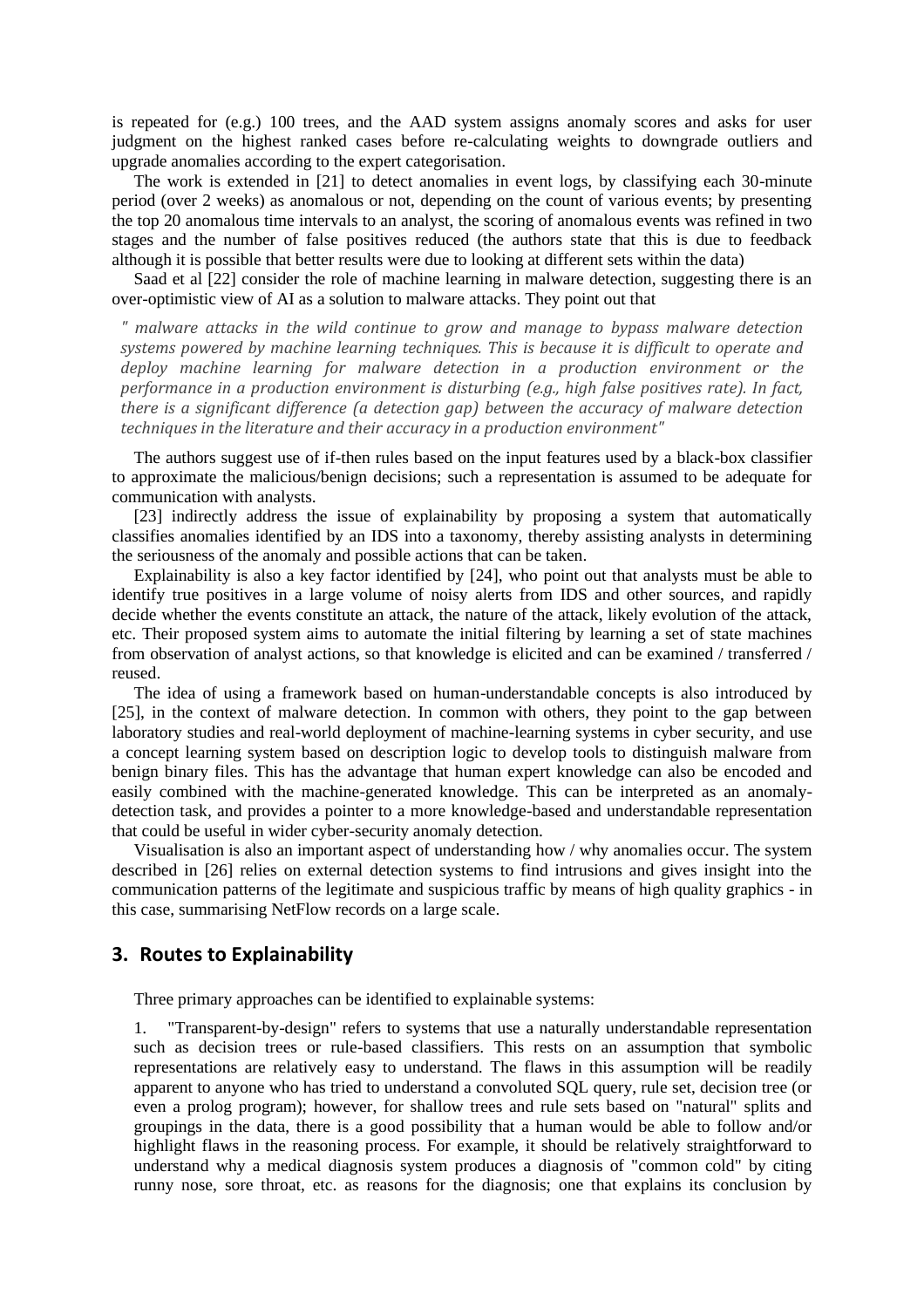is repeated for (e.g.) 100 trees, and the AAD system assigns anomaly scores and asks for user judgment on the highest ranked cases before re-calculating weights to downgrade outliers and upgrade anomalies according to the expert categorisation.

The work is extended in [21] to detect anomalies in event logs, by classifying each 30-minute period (over 2 weeks) as anomalous or not, depending on the count of various events; by presenting the top 20 anomalous time intervals to an analyst, the scoring of anomalous events was refined in two stages and the number of false positives reduced (the authors state that this is due to feedback although it is possible that better results were due to looking at different sets within the data)

Saad et al [22] consider the role of machine learning in malware detection, suggesting there is an over-optimistic view of AI as a solution to malware attacks. They point out that

> *" malware attacks in the wild continue to grow and manage to bypass malware detection systems powered by machine learning techniques. This is because it is difficult to operate and deploy machine learning for malware detection in a production environment or the performance in a production environment is disturbing (e.g., high false positives rate). In fact, there is a significant difference (a detection gap) between the accuracy of malware detection techniques in the literature and their accuracy in a production environment"*

The authors suggest use of if-then rules based on the input features used by a black-box classifier to approximate the malicious/benign decisions; such a representation is assumed to be adequate for communication with analysts.

[23] indirectly address the issue of explainability by proposing a system that automatically classifies anomalies identified by an IDS into a taxonomy, thereby assisting analysts in determining the seriousness of the anomaly and possible actions that can be taken.

Explainability is also a key factor identified by [24], who point out that analysts must be able to identify true positives in a large volume of noisy alerts from IDS and other sources, and rapidly decide whether the events constitute an attack, the nature of the attack, likely evolution of the attack, etc. Their proposed system aims to automate the initial filtering by learning a set of state machines from observation of analyst actions, so that knowledge is elicited and can be examined / transferred / reused.

The idea of using a framework based on human-understandable concepts is also introduced by [25], in the context of malware detection. In common with others, they point to the gap between laboratory studies and real-world deployment of machine-learning systems in cyber security, and use a concept learning system based on description logic to develop tools to distinguish malware from benign binary files. This has the advantage that human expert knowledge can also be encoded and easily combined with the machine-generated knowledge. This can be interpreted as an anomaly-detection task, and provides a pointer to a more knowledge-based and understandable representation that could be useful in wider cyber-security anomaly detection.

Visualisation is also an important aspect of understanding how / why anomalies occur. The system described in [26] relies on external detection systems to find intrusions and gives insight into the communication patterns of the legitimate and suspicious traffic by means of high quality graphics - in this case, summarising NetFlow records on a large scale.

## 3. Routes to Explainability

Three primary approaches can be identified to explainable systems:

1. "Transparent-by-design" refers to systems that use a naturally understandable representation such as decision trees or rule-based classifiers. This rests on an assumption that symbolic representations are relatively easy to understand. The flaws in this assumption will be readily apparent to anyone who has tried to understand a convoluted SQL query, rule set, decision tree (or even a prolog program); however, for shallow trees and rule sets based on "natural" splits and groupings in the data, there is a good possibility that a human would be able to follow and/or highlight flaws in the reasoning process. For example, it should be relatively straightforward to understand why a medical diagnosis system produces a diagnosis of "common cold" by citing runny nose, sore throat, etc. as reasons for the diagnosis; one that explains its conclusion by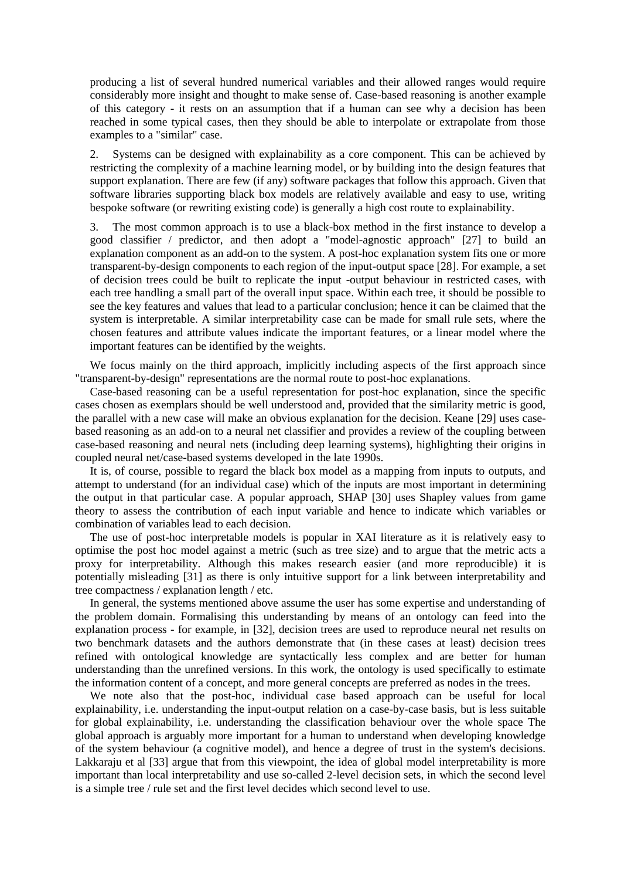producing a list of several hundred numerical variables and their allowed ranges would require considerably more insight and thought to make sense of. Case-based reasoning is another example of this category - it rests on an assumption that if a human can see why a decision has been reached in some typical cases, then they should be able to interpolate or extrapolate from those examples to a "similar" case.

2. Systems can be designed with explainability as a core component. This can be achieved by restricting the complexity of a machine learning model, or by building into the design features that support explanation. There are few (if any) software packages that follow this approach. Given that software libraries supporting black box models are relatively available and easy to use, writing bespoke software (or rewriting existing code) is generally a high cost route to explainability.

3. The most common approach is to use a black-box method in the first instance to develop a good classifier / predictor, and then adopt a "model-agnostic approach" [27] to build an explanation component as an add-on to the system. A post-hoc explanation system fits one or more transparent-by-design components to each region of the input-output space [28]. For example, a set of decision trees could be built to replicate the input -output behaviour in restricted cases, with each tree handling a small part of the overall input space. Within each tree, it should be possible to see the key features and values that lead to a particular conclusion; hence it can be claimed that the system is interpretable. A similar interpretability case can be made for small rule sets, where the chosen features and attribute values indicate the important features, or a linear model where the important features can be identified by the weights.

We focus mainly on the third approach, implicitly including aspects of the first approach since "transparent-by-design" representations are the normal route to post-hoc explanations.

Case-based reasoning can be a useful representation for post-hoc explanation, since the specific cases chosen as exemplars should be well understood and, provided that the similarity metric is good, the parallel with a new case will make an obvious explanation for the decision. Keane [29] uses case-based reasoning as an add-on to a neural net classifier and provides a review of the coupling between case-based reasoning and neural nets (including deep learning systems), highlighting their origins in coupled neural net/case-based systems developed in the late 1990s.

It is, of course, possible to regard the black box model as a mapping from inputs to outputs, and attempt to understand (for an individual case) which of the inputs are most important in determining the output in that particular case. A popular approach, SHAP [30] uses Shapley values from game theory to assess the contribution of each input variable and hence to indicate which variables or combination of variables lead to each decision.

The use of post-hoc interpretable models is popular in XAI literature as it is relatively easy to optimise the post hoc model against a metric (such as tree size) and to argue that the metric acts a proxy for interpretability. Although this makes research easier (and more reproducible) it is potentially misleading [31] as there is only intuitive support for a link between interpretability and tree compactness / explanation length / etc.

In general, the systems mentioned above assume the user has some expertise and understanding of the problem domain. Formalising this understanding by means of an ontology can feed into the explanation process - for example, in [32], decision trees are used to reproduce neural net results on two benchmark datasets and the authors demonstrate that (in these cases at least) decision trees refined with ontological knowledge are syntactically less complex and are better for human understanding than the unrefined versions. In this work, the ontology is used specifically to estimate the information content of a concept, and more general concepts are preferred as nodes in the trees.

We note also that the post-hoc, individual case based approach can be useful for local explainability, i.e. understanding the input-output relation on a case-by-case basis, but is less suitable for global explainability, i.e. understanding the classification behaviour over the whole space The global approach is arguably more important for a human to understand when developing knowledge of the system behaviour (a cognitive model), and hence a degree of trust in the system's decisions. Lakkaraju et al [33] argue that from this viewpoint, the idea of global model interpretability is more important than local interpretability and use so-called 2-level decision sets, in which the second level is a simple tree / rule set and the first level decides which second level to use.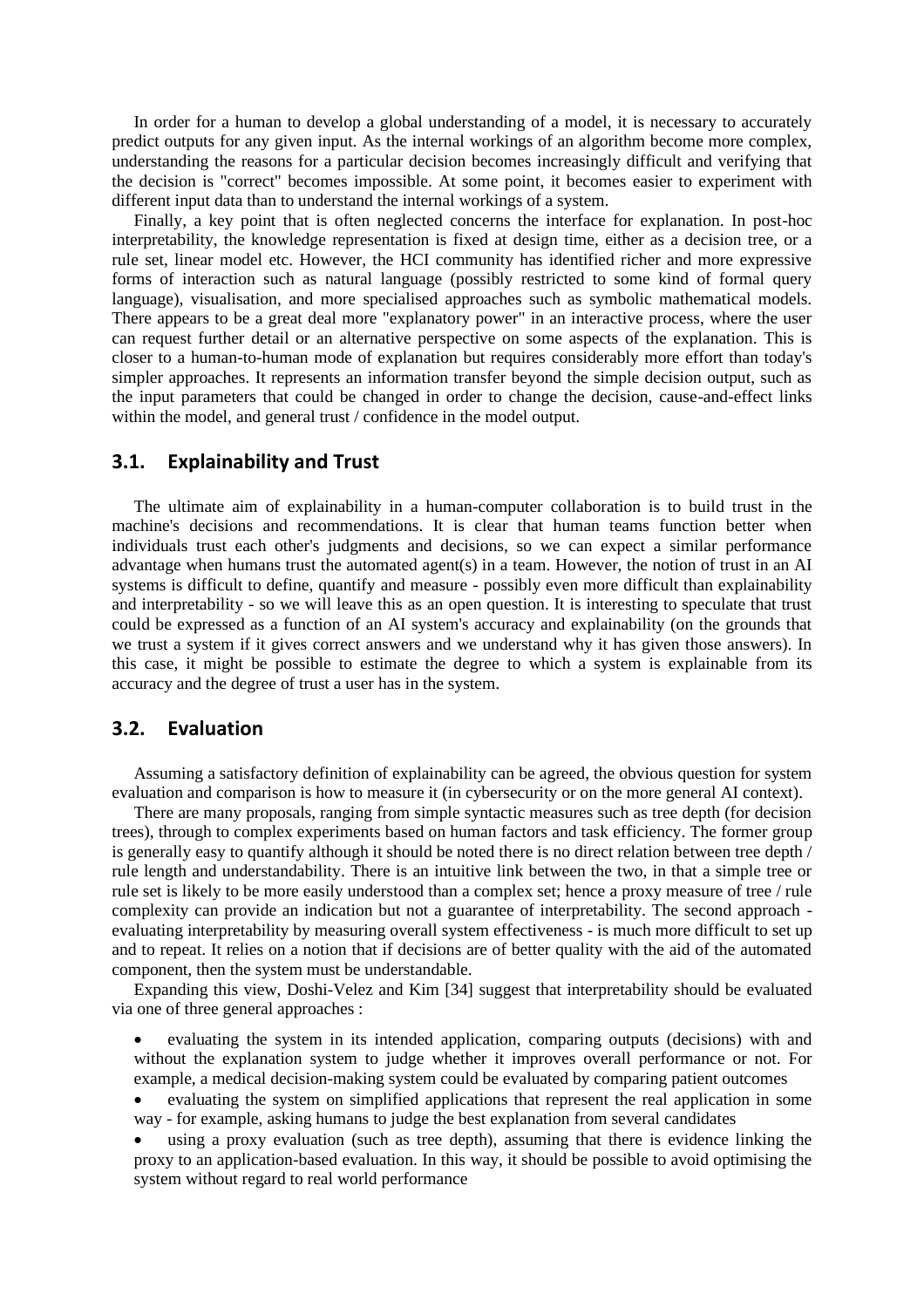In order for a human to develop a global understanding of a model, it is necessary to accurately predict outputs for any given input. As the internal workings of an algorithm become more complex, understanding the reasons for a particular decision becomes increasingly difficult and verifying that the decision is "correct" becomes impossible. At some point, it becomes easier to experiment with different input data than to understand the internal workings of a system.

Finally, a key point that is often neglected concerns the interface for explanation. In post-hoc interpretability, the knowledge representation is fixed at design time, either as a decision tree, or a rule set, linear model etc. However, the HCI community has identified richer and more expressive forms of interaction such as natural language (possibly restricted to some kind of formal query language), visualisation, and more specialised approaches such as symbolic mathematical models. There appears to be a great deal more "explanatory power" in an interactive process, where the user can request further detail or an alternative perspective on some aspects of the explanation. This is closer to a human-to-human mode of explanation but requires considerably more effort than today's simpler approaches. It represents an information transfer beyond the simple decision output, such as the input parameters that could be changed in order to change the decision, cause-and-effect links within the model, and general trust / confidence in the model output.

## 3.1. Explainability and Trust

The ultimate aim of explainability in a human-computer collaboration is to build trust in the machine's decisions and recommendations. It is clear that human teams function better when individuals trust each other's judgments and decisions, so we can expect a similar performance advantage when humans trust the automated agent(s) in a team. However, the notion of trust in an AI systems is difficult to define, quantify and measure - possibly even more difficult than explainability and interpretability - so we will leave this as an open question. It is interesting to speculate that trust could be expressed as a function of an AI system's accuracy and explainability (on the grounds that we trust a system if it gives correct answers and we understand why it has given those answers). In this case, it might be possible to estimate the degree to which a system is explainable from its accuracy and the degree of trust a user has in the system.

## 3.2. Evaluation

Assuming a satisfactory definition of explainability can be agreed, the obvious question for system evaluation and comparison is how to measure it (in cybersecurity or on the more general AI context).

There are many proposals, ranging from simple syntactic measures such as tree depth (for decision trees), through to complex experiments based on human factors and task efficiency. The former group is generally easy to quantify although it should be noted there is no direct relation between tree depth / rule length and understandability. There is an intuitive link between the two, in that a simple tree or rule set is likely to be more easily understood than a complex set; hence a proxy measure of tree / rule complexity can provide an indication but not a guarantee of interpretability. The second approach - evaluating interpretability by measuring overall system effectiveness - is much more difficult to set up and to repeat. It relies on a notion that if decisions are of better quality with the aid of the automated component, then the system must be understandable.

Expanding this view, Doshi-Velez and Kim [34] suggest that interpretability should be evaluated via one of three general approaches :

- evaluating the system in its intended application, comparing outputs (decisions) with and without the explanation system to judge whether it improves overall performance or not. For example, a medical decision-making system could be evaluated by comparing patient outcomes
- evaluating the system on simplified applications that represent the real application in some way - for example, asking humans to judge the best explanation from several candidates
- using a proxy evaluation (such as tree depth), assuming that there is evidence linking the proxy to an application-based evaluation. In this way, it should be possible to avoid optimising the system without regard to real world performance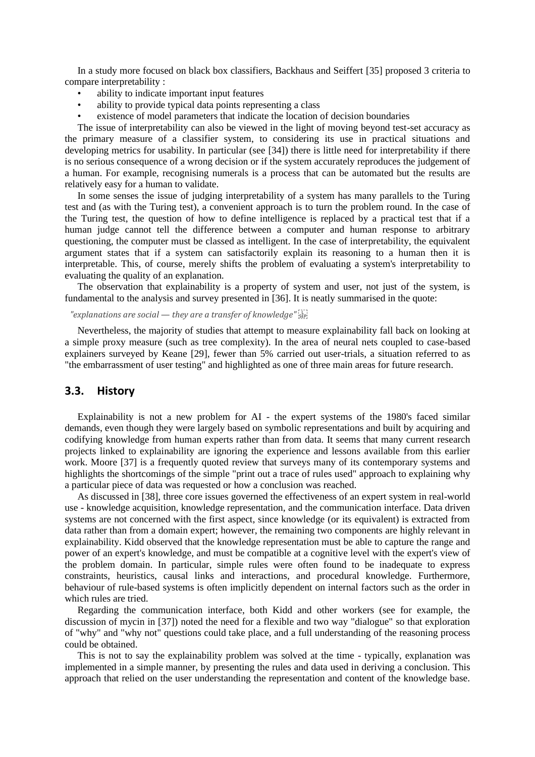In a study more focused on black box classifiers, Backhaus and Seiffert [35] proposed 3 criteria to compare interpretability :

- ability to indicate important input features
- ability to provide typical data points representing a class
- existence of model parameters that indicate the location of decision boundaries

The issue of interpretability can also be viewed in the light of moving beyond test-set accuracy as the primary measure of a classifier system, to considering its use in practical situations and developing metrics for usability. In particular (see [34]) there is little need for interpretability if there is no serious consequence of a wrong decision or if the system accurately reproduces the judgement of a human. For example, recognising numerals is a process that can be automated but the results are relatively easy for a human to validate.

In some senses the issue of judging interpretability of a system has many parallels to the Turing test and (as with the Turing test), a convenient approach is to turn the problem round. In the case of the Turing test, the question of how to define intelligence is replaced by a practical test that if a human judge cannot tell the difference between a computer and human response to arbitrary questioning, the computer must be classed as intelligent. In the case of interpretability, the equivalent argument states that if a system can satisfactorily explain its reasoning to a human then it is interpretable. This, of course, merely shifts the problem of evaluating a system's interpretability to evaluating the quality of an explanation.

The observation that explainability is a property of system and user, not just of the system, is fundamental to the analysis and survey presented in [36]. It is neatly summarised in the quote:

*"explanations are social — they are a transfer of knowledge"*

Nevertheless, the majority of studies that attempt to measure explainability fall back on looking at a simple proxy measure (such as tree complexity). In the area of neural nets coupled to case-based explainers surveyed by Keane [29], fewer than 5% carried out user-trials, a situation referred to as "the embarrassment of user testing" and highlighted as one of three main areas for future research.

## 3.3. History

Explainability is not a new problem for AI - the expert systems of the 1980's faced similar demands, even though they were largely based on symbolic representations and built by acquiring and codifying knowledge from human experts rather than from data. It seems that many current research projects linked to explainability are ignoring the experience and lessons available from this earlier work. Moore [37] is a frequently quoted review that surveys many of its contemporary systems and highlights the shortcomings of the simple "print out a trace of rules used" approach to explaining why a particular piece of data was requested or how a conclusion was reached.

As discussed in [38], three core issues governed the effectiveness of an expert system in real-world use - knowledge acquisition, knowledge representation, and the communication interface. Data driven systems are not concerned with the first aspect, since knowledge (or its equivalent) is extracted from data rather than from a domain expert; however, the remaining two components are highly relevant in explainability. Kidd observed that the knowledge representation must be able to capture the range and power of an expert's knowledge, and must be compatible at a cognitive level with the expert's view of the problem domain. In particular, simple rules were often found to be inadequate to express constraints, heuristics, causal links and interactions, and procedural knowledge. Furthermore, behaviour of rule-based systems is often implicitly dependent on internal factors such as the order in which rules are tried.

Regarding the communication interface, both Kidd and other workers (see for example, the discussion of mycin in [37]) noted the need for a flexible and two way "dialogue" so that exploration of "why" and "why not" questions could take place, and a full understanding of the reasoning process could be obtained.

This is not to say the explainability problem was solved at the time - typically, explanation was implemented in a simple manner, by presenting the rules and data used in deriving a conclusion. This approach that relied on the user understanding the representation and content of the knowledge base.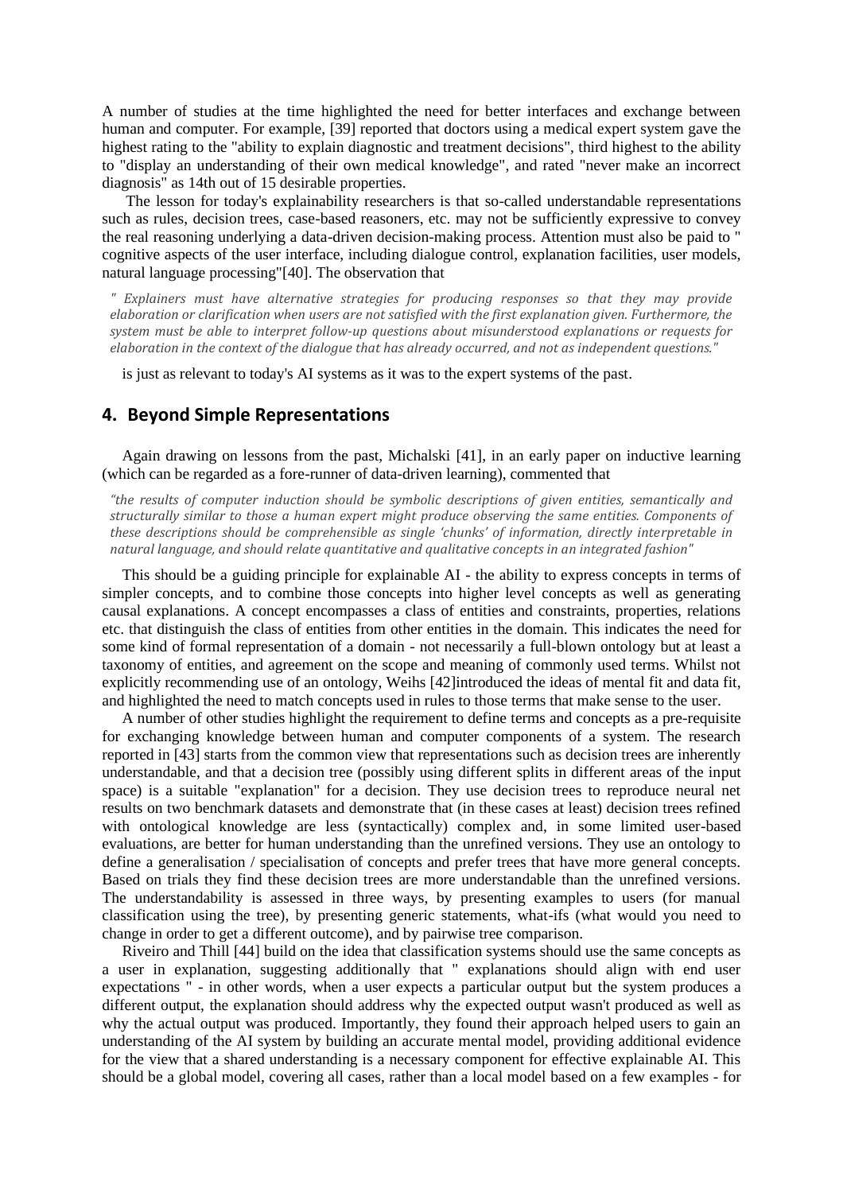A number of studies at the time highlighted the need for better interfaces and exchange between human and computer. For example, [39] reported that doctors using a medical expert system gave the highest rating to the "ability to explain diagnostic and treatment decisions", third highest to the ability to "display an understanding of their own medical knowledge", and rated "never make an incorrect diagnosis" as 14th out of 15 desirable properties.

The lesson for today's explainability researchers is that so-called understandable representations such as rules, decision trees, case-based reasoners, etc. may not be sufficiently expressive to convey the real reasoning underlying a data-driven decision-making process. Attention must also be paid to " cognitive aspects of the user interface, including dialogue control, explanation facilities, user models, natural language processing"[40]. The observation that

> *" Explainers must have alternative strategies for producing responses so that they may provide elaboration or clarification when users are not satisfied with the first explanation given. Furthermore, the system must be able to interpret follow-up questions about misunderstood explanations or requests for elaboration in the context of the dialogue that has already occurred, and not as independent questions."*

is just as relevant to today's AI systems as it was to the expert systems of the past.

## 4. Beyond Simple Representations

Again drawing on lessons from the past, Michalski [41], in an early paper on inductive learning (which can be regarded as a fore-runner of data-driven learning), commented that

> *"the results of computer induction should be symbolic descriptions of given entities, semantically and structurally similar to those a human expert might produce observing the same entities. Components of these descriptions should be comprehensible as single 'chunks' of information, directly interpretable in natural language, and should relate quantitative and qualitative concepts in an integrated fashion"*

This should be a guiding principle for explainable AI - the ability to express concepts in terms of simpler concepts, and to combine those concepts into higher level concepts as well as generating causal explanations. A concept encompasses a class of entities and constraints, properties, relations etc. that distinguish the class of entities from other entities in the domain. This indicates the need for some kind of formal representation of a domain - not necessarily a full-blown ontology but at least a taxonomy of entities, and agreement on the scope and meaning of commonly used terms. Whilst not explicitly recommending use of an ontology, Weihs [42]introduced the ideas of mental fit and data fit, and highlighted the need to match concepts used in rules to those terms that make sense to the user.

A number of other studies highlight the requirement to define terms and concepts as a pre-requisite for exchanging knowledge between human and computer components of a system. The research reported in [43] starts from the common view that representations such as decision trees are inherently understandable, and that a decision tree (possibly using different splits in different areas of the input space) is a suitable "explanation" for a decision. They use decision trees to reproduce neural net results on two benchmark datasets and demonstrate that (in these cases at least) decision trees refined with ontological knowledge are less (syntactically) complex and, in some limited user-based evaluations, are better for human understanding than the unrefined versions. They use an ontology to define a generalisation / specialisation of concepts and prefer trees that have more general concepts. Based on trials they find these decision trees are more understandable than the unrefined versions. The understandability is assessed in three ways, by presenting examples to users (for manual classification using the tree), by presenting generic statements, what-ifs (what would you need to change in order to get a different outcome), and by pairwise tree comparison.

Riveiro and Thill [44] build on the idea that classification systems should use the same concepts as a user in explanation, suggesting additionally that " explanations should align with end user expectations " - in other words, when a user expects a particular output but the system produces a different output, the explanation should address why the expected output wasn't produced as well as why the actual output was produced. Importantly, they found their approach helped users to gain an understanding of the AI system by building an accurate mental model, providing additional evidence for the view that a shared understanding is a necessary component for effective explainable AI. This should be a global model, covering all cases, rather than a local model based on a few examples - for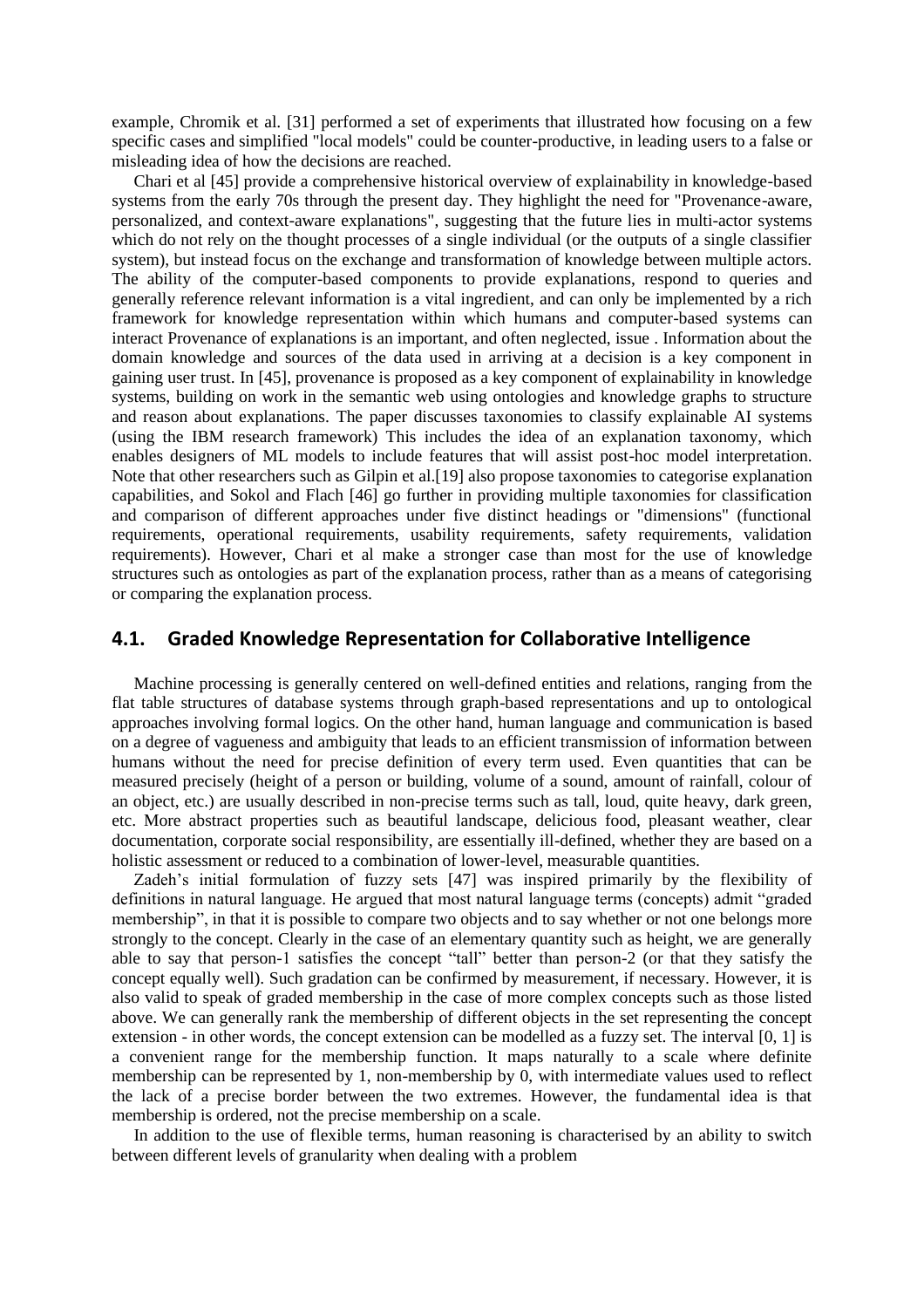example, Chromik et al. [31] performed a set of experiments that illustrated how focusing on a few specific cases and simplified "local models" could be counter-productive, in leading users to a false or misleading idea of how the decisions are reached.

Chari et al [45] provide a comprehensive historical overview of explainability in knowledge-based systems from the early 70s through the present day. They highlight the need for "Provenance-aware, personalized, and context-aware explanations", suggesting that the future lies in multi-actor systems which do not rely on the thought processes of a single individual (or the outputs of a single classifier system), but instead focus on the exchange and transformation of knowledge between multiple actors. The ability of the computer-based components to provide explanations, respond to queries and generally reference relevant information is a vital ingredient, and can only be implemented by a rich framework for knowledge representation within which humans and computer-based systems can interact Provenance of explanations is an important, and often neglected, issue . Information about the domain knowledge and sources of the data used in arriving at a decision is a key component in gaining user trust. In [45], provenance is proposed as a key component of explainability in knowledge systems, building on work in the semantic web using ontologies and knowledge graphs to structure and reason about explanations. The paper discusses taxonomies to classify explainable AI systems (using the IBM research framework) This includes the idea of an explanation taxonomy, which enables designers of ML models to include features that will assist post-hoc model interpretation. Note that other researchers such as Gilpin et al.[19] also propose taxonomies to categorise explanation capabilities, and Sokol and Flach [46] go further in providing multiple taxonomies for classification and comparison of different approaches under five distinct headings or "dimensions" (functional requirements, operational requirements, usability requirements, safety requirements, validation requirements). However, Chari et al make a stronger case than most for the use of knowledge structures such as ontologies as part of the explanation process, rather than as a means of categorising or comparing the explanation process.

## 4.1. Graded Knowledge Representation for Collaborative Intelligence

Machine processing is generally centered on well-defined entities and relations, ranging from the flat table structures of database systems through graph-based representations and up to ontological approaches involving formal logics. On the other hand, human language and communication is based on a degree of vagueness and ambiguity that leads to an efficient transmission of information between humans without the need for precise definition of every term used. Even quantities that can be measured precisely (height of a person or building, volume of a sound, amount of rainfall, colour of an object, etc.) are usually described in non-precise terms such as tall, loud, quite heavy, dark green, etc. More abstract properties such as beautiful landscape, delicious food, pleasant weather, clear documentation, corporate social responsibility, are essentially ill-defined, whether they are based on a holistic assessment or reduced to a combination of lower-level, measurable quantities.

Zadeh's initial formulation of fuzzy sets [47] was inspired primarily by the flexibility of definitions in natural language. He argued that most natural language terms (concepts) admit "graded membership", in that it is possible to compare two objects and to say whether or not one belongs more strongly to the concept. Clearly in the case of an elementary quantity such as height, we are generally able to say that person-1 satisfies the concept "tall" better than person-2 (or that they satisfy the concept equally well). Such gradation can be confirmed by measurement, if necessary. However, it is also valid to speak of graded membership in the case of more complex concepts such as those listed above. We can generally rank the membership of different objects in the set representing the concept extension - in other words, the concept extension can be modelled as a fuzzy set. The interval [0, 1] is a convenient range for the membership function. It maps naturally to a scale where definite membership can be represented by 1, non-membership by 0, with intermediate values used to reflect the lack of a precise border between the two extremes. However, the fundamental idea is that membership is ordered, not the precise membership on a scale.

In addition to the use of flexible terms, human reasoning is characterised by an ability to switch between different levels of granularity when dealing with a problem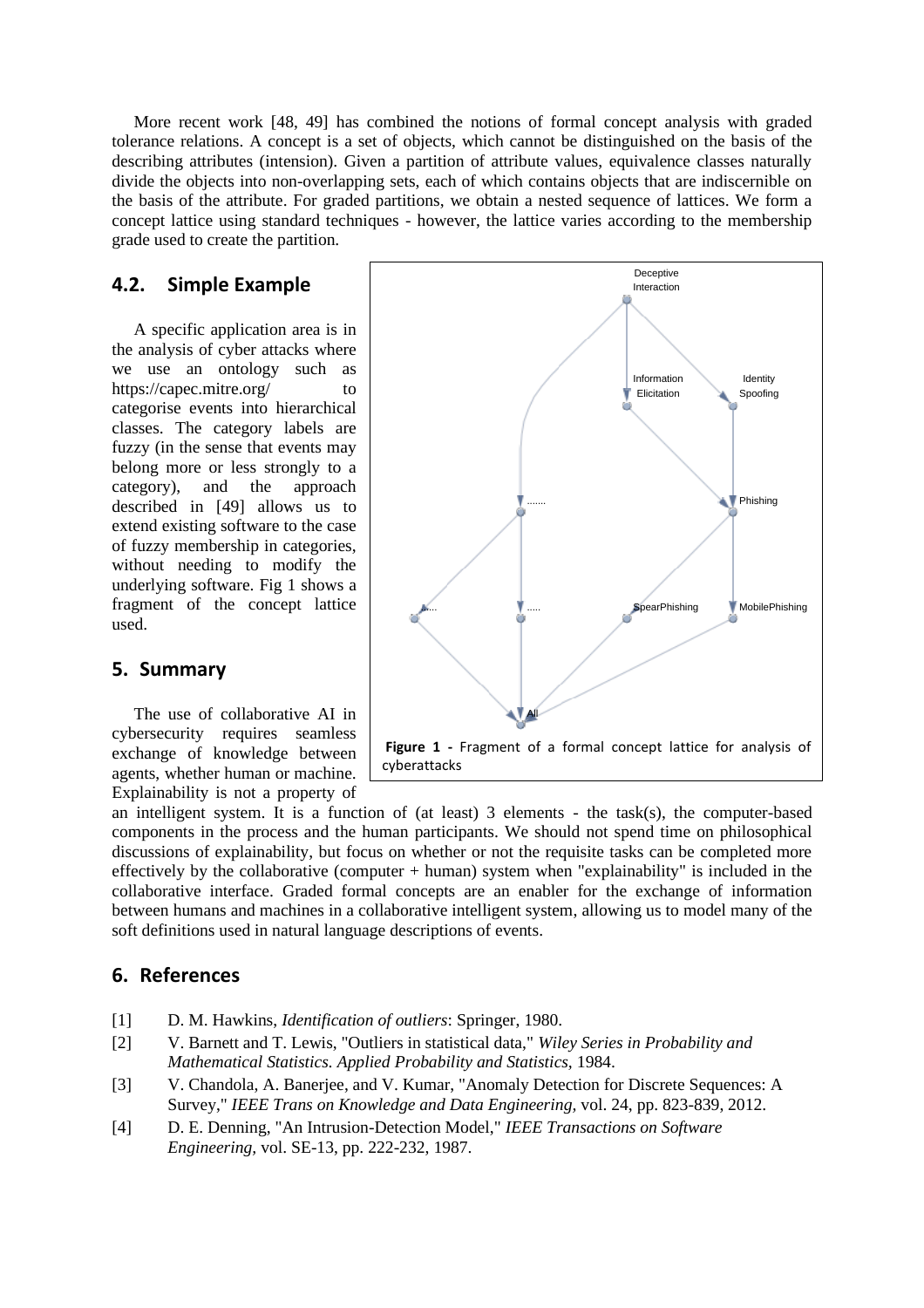More recent work [48, 49] has combined the notions of formal concept analysis with graded tolerance relations. A concept is a set of objects, which cannot be distinguished on the basis of the describing attributes (intension). Given a partition of attribute values, equivalence classes naturally divide the objects into non-overlapping sets, each of which contains objects that are indiscernible on the basis of the attribute. For graded partitions, we obtain a nested sequence of lattices. We form a concept lattice using standard techniques - however, the lattice varies according to the membership grade used to create the partition.

## 4.2. Simple Example

A specific application area is in the analysis of cyber attacks where we use an ontology such as https://capec.mitre.org/ to categorise events into hierarchical classes. The category labels are fuzzy (in the sense that events may belong more or less strongly to a category), and the approach described in [49] allows us to extend existing software to the case of fuzzy membership in categories, without needing to modify the underlying software. Fig 1 shows a fragment of the concept lattice used.

**Figure 1 -** Fragment of a formal concept lattice for analysis of cyberattacks

## 5. Summary

The use of collaborative AI in cybersecurity requires seamless exchange of knowledge between agents, whether human or machine. Explainability is not a property of an intelligent system. It is a function of (at least) 3 elements - the task(s), the computer-based components in the process and the human participants. We should not spend time on philosophical discussions of explainability, but focus on whether or not the requisite tasks can be completed more effectively by the collaborative (computer + human) system when "explainability" is included in the collaborative interface. Graded formal concepts are an enabler for the exchange of information between humans and machines in a collaborative intelligent system, allowing us to model many of the soft definitions used in natural language descriptions of events.

## 6. References

[1] D. M. Hawkins, *Identification of outliers*: Springer, 1980.

[2] V. Barnett and T. Lewis, "Outliers in statistical data," *Wiley Series in Probability and Mathematical Statistics. Applied Probability and Statistics*, 1984.

[3] V. Chandola, A. Banerjee, and V. Kumar, "Anomaly Detection for Discrete Sequences: A Survey," *IEEE Trans on Knowledge and Data Engineering,* vol. 24, pp. 823-839, 2012.

[4] D. E. Denning, "An Intrusion-Detection Model," *IEEE Transactions on Software Engineering,* vol. SE-13, pp. 222-232, 1987.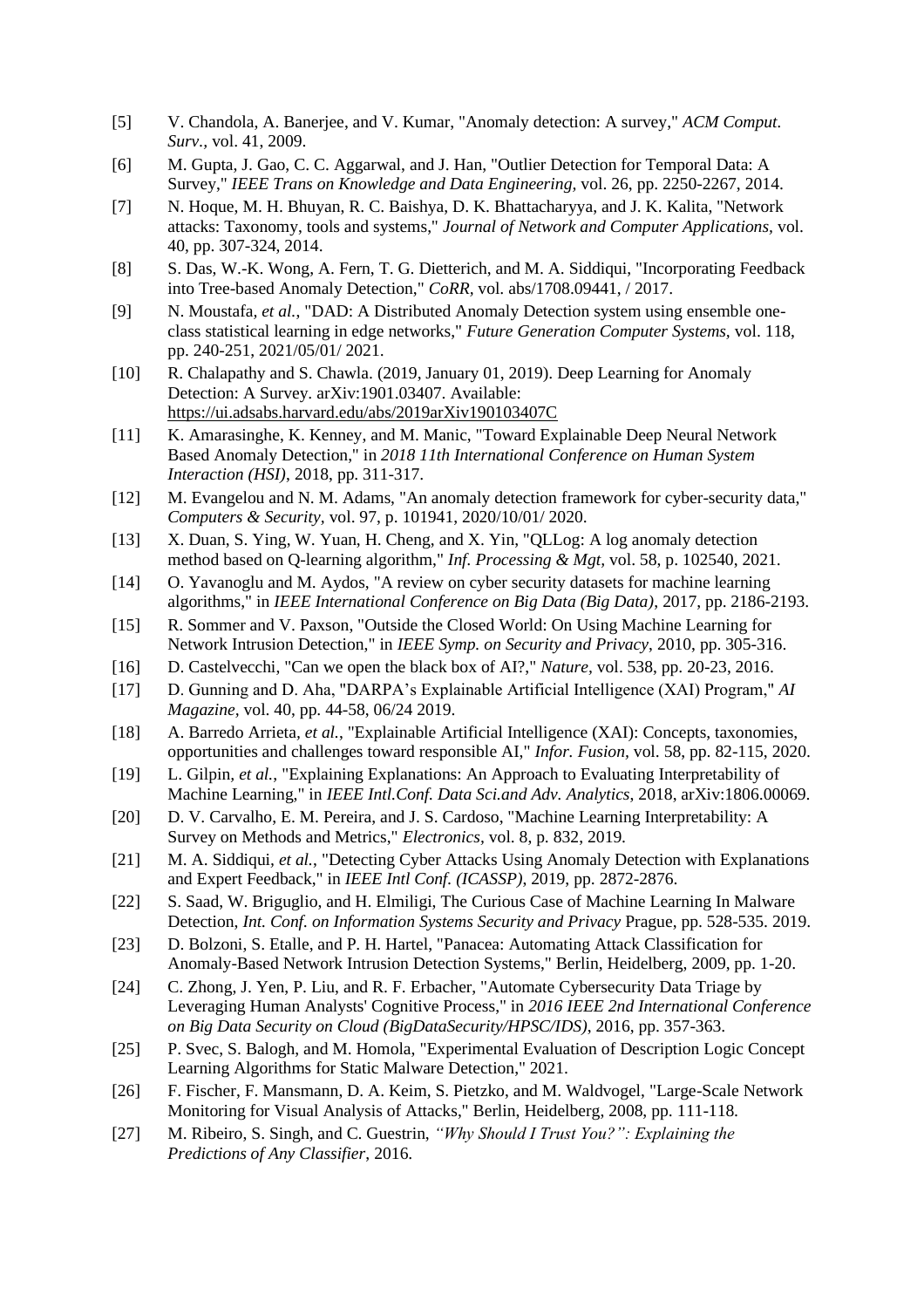[5] V. Chandola, A. Banerjee, and V. Kumar, "Anomaly detection: A survey," *ACM Comput. Surv.*, vol. 41, 2009.

[6] M. Gupta, J. Gao, C. C. Aggarwal, and J. Han, "Outlier Detection for Temporal Data: A Survey," *IEEE Trans on Knowledge and Data Engineering*, vol. 26, pp. 2250-2267, 2014.

[7] N. Hoque, M. H. Bhuyan, R. C. Baishya, D. K. Bhattacharyya, and J. K. Kalita, "Network attacks: Taxonomy, tools and systems," *Journal of Network and Computer Applications*, vol. 40, pp. 307-324, 2014.

[8] S. Das, W.-K. Wong, A. Fern, T. G. Dietterich, and M. A. Siddiqui, "Incorporating Feedback into Tree-based Anomaly Detection," *CoRR*, vol. abs/1708.09441, / 2017.

[9] N. Moustafa, *et al.*, "DAD: A Distributed Anomaly Detection system using ensemble one-class statistical learning in edge networks," *Future Generation Computer Systems*, vol. 118, pp. 240-251, 2021/05/01/ 2021.

[10] R. Chalapathy and S. Chawla. (2019, January 01, 2019). Deep Learning for Anomaly Detection: A Survey. arXiv:1901.03407. Available: https://ui.adsabs.harvard.edu/abs/2019arXiv190103407C

[11] K. Amarasinghe, K. Kenney, and M. Manic, "Toward Explainable Deep Neural Network Based Anomaly Detection," in *2018 11th International Conference on Human System Interaction (HSI)*, 2018, pp. 311-317.

[12] M. Evangelou and N. M. Adams, "An anomaly detection framework for cyber-security data," *Computers & Security*, vol. 97, p. 101941, 2020/10/01/ 2020.

[13] X. Duan, S. Ying, W. Yuan, H. Cheng, and X. Yin, "QLLog: A log anomaly detection method based on Q-learning algorithm," *Inf. Processing & Mgt*, vol. 58, p. 102540, 2021.

[14] O. Yavanoglu and M. Aydos, "A review on cyber security datasets for machine learning algorithms," in *IEEE International Conference on Big Data (Big Data)*, 2017, pp. 2186-2193.

[15] R. Sommer and V. Paxson, "Outside the Closed World: On Using Machine Learning for Network Intrusion Detection," in *IEEE Symp. on Security and Privacy*, 2010, pp. 305-316.

[16] D. Castelvecchi, "Can we open the black box of AI?," *Nature*, vol. 538, pp. 20-23, 2016.

[17] D. Gunning and D. Aha, "DARPA's Explainable Artificial Intelligence (XAI) Program," *AI Magazine*, vol. 40, pp. 44-58, 06/24 2019.

[18] A. Barredo Arrieta, *et al.*, "Explainable Artificial Intelligence (XAI): Concepts, taxonomies, opportunities and challenges toward responsible AI," *Infor. Fusion*, vol. 58, pp. 82-115, 2020.

[19] L. Gilpin, *et al.*, "Explaining Explanations: An Approach to Evaluating Interpretability of Machine Learning," in *IEEE Intl.Conf. Data Sci.and Adv. Analytics*, 2018, arXiv:1806.00069.

[20] D. V. Carvalho, E. M. Pereira, and J. S. Cardoso, "Machine Learning Interpretability: A Survey on Methods and Metrics," *Electronics*, vol. 8, p. 832, 2019.

[21] M. A. Siddiqui, *et al.*, "Detecting Cyber Attacks Using Anomaly Detection with Explanations and Expert Feedback," in *IEEE Intl Conf. (ICASSP)*, 2019, pp. 2872-2876.

[22] S. Saad, W. Briguglio, and H. Elmiligi, The Curious Case of Machine Learning In Malware Detection, *Int. Conf. on Information Systems Security and Privacy* Prague, pp. 528-535. 2019.

[23] D. Bolzoni, S. Etalle, and P. H. Hartel, "Panacea: Automating Attack Classification for Anomaly-Based Network Intrusion Detection Systems," Berlin, Heidelberg, 2009, pp. 1-20.

[24] C. Zhong, J. Yen, P. Liu, and R. F. Erbacher, "Automate Cybersecurity Data Triage by Leveraging Human Analysts' Cognitive Process," in *2016 IEEE 2nd International Conference on Big Data Security on Cloud (BigDataSecurity/HPSC/IDS)*, 2016, pp. 357-363.

[25] P. Svec, S. Balogh, and M. Homola, "Experimental Evaluation of Description Logic Concept Learning Algorithms for Static Malware Detection," 2021.

[26] F. Fischer, F. Mansmann, D. A. Keim, S. Pietzko, and M. Waldvogel, "Large-Scale Network Monitoring for Visual Analysis of Attacks," Berlin, Heidelberg, 2008, pp. 111-118.

[27] M. Ribeiro, S. Singh, and C. Guestrin, *"Why Should I Trust You?": Explaining the Predictions of Any Classifier*, 2016.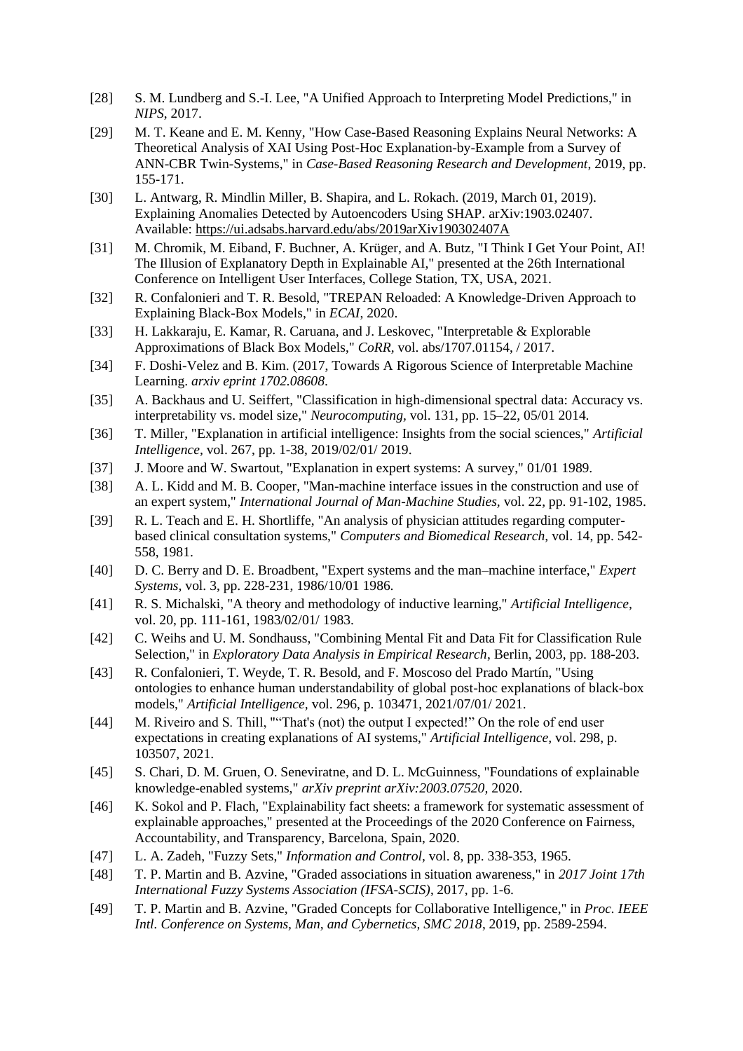[28] S. M. Lundberg and S.-I. Lee, "A Unified Approach to Interpreting Model Predictions," in *NIPS*, 2017.

[29] M. T. Keane and E. M. Kenny, "How Case-Based Reasoning Explains Neural Networks: A Theoretical Analysis of XAI Using Post-Hoc Explanation-by-Example from a Survey of ANN-CBR Twin-Systems," in *Case-Based Reasoning Research and Development*, 2019, pp. 155-171.

[30] L. Antwarg, R. Mindlin Miller, B. Shapira, and L. Rokach. (2019, March 01, 2019). Explaining Anomalies Detected by Autoencoders Using SHAP. arXiv:1903.02407. Available: https://ui.adsabs.harvard.edu/abs/2019arXiv190302407A

[31] M. Chromik, M. Eiband, F. Buchner, A. Krüger, and A. Butz, "I Think I Get Your Point, AI! The Illusion of Explanatory Depth in Explainable AI," presented at the 26th International Conference on Intelligent User Interfaces, College Station, TX, USA, 2021.

[32] R. Confalonieri and T. R. Besold, "TREPAN Reloaded: A Knowledge-Driven Approach to Explaining Black-Box Models," in *ECAI*, 2020.

[33] H. Lakkaraju, E. Kamar, R. Caruana, and J. Leskovec, "Interpretable & Explorable Approximations of Black Box Models," *CoRR*, vol. abs/1707.01154, / 2017.

[34] F. Doshi-Velez and B. Kim. (2017, Towards A Rigorous Science of Interpretable Machine Learning. *arxiv eprint 1702.08608*.

[35] A. Backhaus and U. Seiffert, "Classification in high-dimensional spectral data: Accuracy vs. interpretability vs. model size," *Neurocomputing*, vol. 131, pp. 15–22, 05/01 2014.

[36] T. Miller, "Explanation in artificial intelligence: Insights from the social sciences," *Artificial Intelligence*, vol. 267, pp. 1-38, 2019/02/01/ 2019.

[37] J. Moore and W. Swartout, "Explanation in expert systems: A survey," 01/01 1989.

[38] A. L. Kidd and M. B. Cooper, "Man-machine interface issues in the construction and use of an expert system," *International Journal of Man-Machine Studies*, vol. 22, pp. 91-102, 1985.

[39] R. L. Teach and E. H. Shortliffe, "An analysis of physician attitudes regarding computer-based clinical consultation systems," *Computers and Biomedical Research*, vol. 14, pp. 542-558, 1981.

[40] D. C. Berry and D. E. Broadbent, "Expert systems and the man–machine interface," *Expert Systems*, vol. 3, pp. 228-231, 1986/10/01 1986.

[41] R. S. Michalski, "A theory and methodology of inductive learning," *Artificial Intelligence*, vol. 20, pp. 111-161, 1983/02/01/ 1983.

[42] C. Weihs and U. M. Sondhauss, "Combining Mental Fit and Data Fit for Classification Rule Selection," in *Exploratory Data Analysis in Empirical Research*, Berlin, 2003, pp. 188-203.

[43] R. Confalonieri, T. Weyde, T. R. Besold, and F. Moscoso del Prado Martín, "Using ontologies to enhance human understandability of global post-hoc explanations of black-box models," *Artificial Intelligence*, vol. 296, p. 103471, 2021/07/01/ 2021.

[44] M. Riveiro and S. Thill, "“That's (not) the output I expected!” On the role of end user expectations in creating explanations of AI systems," *Artificial Intelligence*, vol. 298, p. 103507, 2021.

[45] S. Chari, D. M. Gruen, O. Seneviratne, and D. L. McGuinness, "Foundations of explainable knowledge-enabled systems," *arXiv preprint arXiv:2003.07520*, 2020.

[46] K. Sokol and P. Flach, "Explainability fact sheets: a framework for systematic assessment of explainable approaches," presented at the Proceedings of the 2020 Conference on Fairness, Accountability, and Transparency, Barcelona, Spain, 2020.

[47] L. A. Zadeh, "Fuzzy Sets," *Information and Control*, vol. 8, pp. 338-353, 1965.

[48] T. P. Martin and B. Azvine, "Graded associations in situation awareness," in *2017 Joint 17th International Fuzzy Systems Association (IFSA-SCIS)*, 2017, pp. 1-6.

[49] T. P. Martin and B. Azvine, "Graded Concepts for Collaborative Intelligence," in *Proc. IEEE Intl. Conference on Systems, Man, and Cybernetics, SMC 2018*, 2019, pp. 2589-2594.